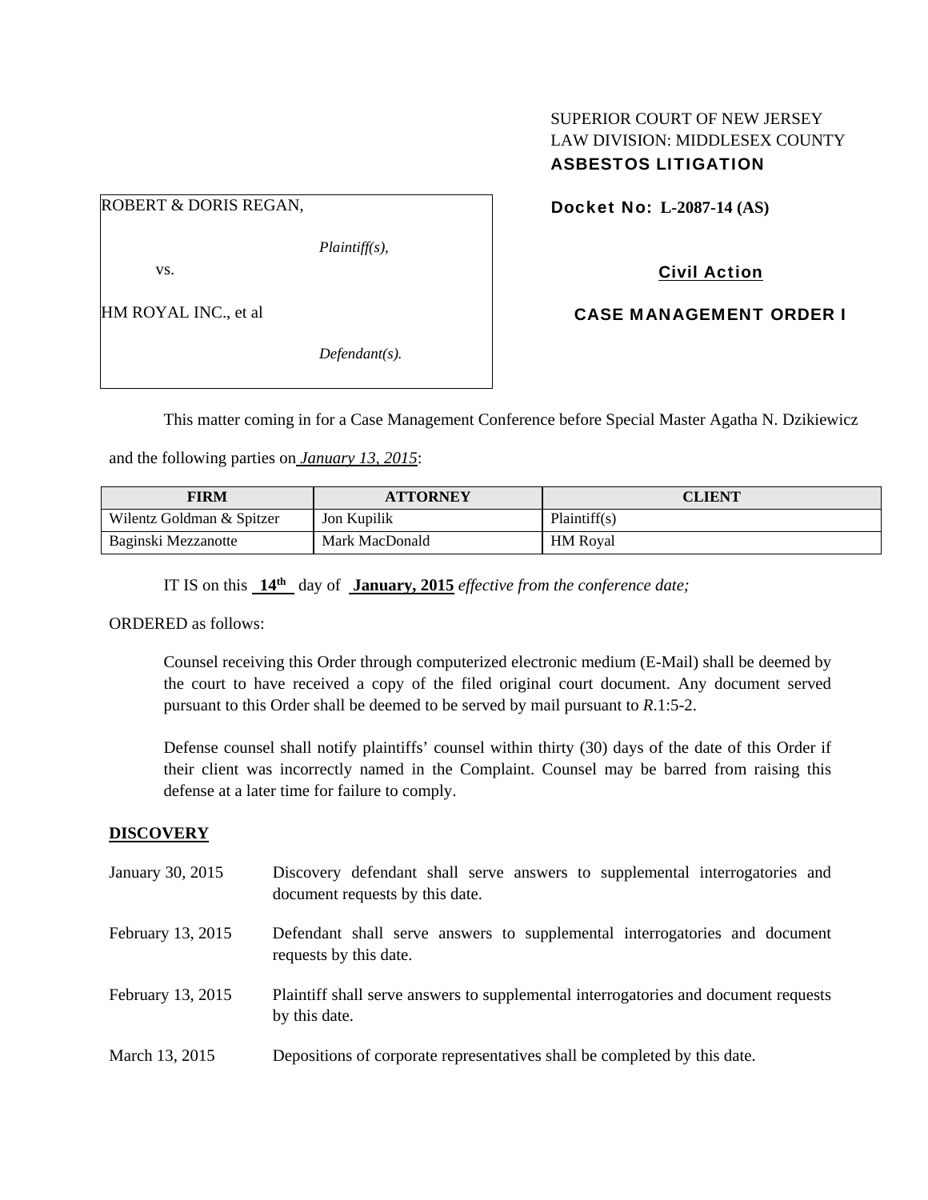SUPERIOR COURT OF NEW JERSEY
LAW DIVISION: MIDDLESEX COUNTY
**ASBESTOS LITIGATION**

ROBERT & DORIS REGAN,

*Plaintiff(s),*

vs.

HM ROYAL INC., et al

*Defendant(s).*

**Docket No: L-2087-14 (AS)**

**Civil Action**

**CASE MANAGEMENT ORDER I**

This matter coming in for a Case Management Conference before Special Master Agatha N. Dzikiewicz and the following parties on ***January 13, 2015***:

| FIRM | ATTORNEY | CLIENT |
|---|---|---|
| Wilentz Goldman & Spitzer | Jon Kupilik | Plaintiff(s) |
| Baginski Mezzanotte | Mark MacDonald | HM Royal |

IT IS on this **14th** day of **January, 2015** *effective from the conference date;*

ORDERED as follows:

Counsel receiving this Order through computerized electronic medium (E-Mail) shall be deemed by the court to have received a copy of the filed original court document. Any document served pursuant to this Order shall be deemed to be served by mail pursuant to *R*.1:5-2.

Defense counsel shall notify plaintiffs' counsel within thirty (30) days of the date of this Order if their client was incorrectly named in the Complaint. Counsel may be barred from raising this defense at a later time for failure to comply.

## DISCOVERY

January 30, 2015 — Discovery defendant shall serve answers to supplemental interrogatories and document requests by this date.

February 13, 2015 — Defendant shall serve answers to supplemental interrogatories and document requests by this date.

February 13, 2015 — Plaintiff shall serve answers to supplemental interrogatories and document requests by this date.

March 13, 2015 — Depositions of corporate representatives shall be completed by this date.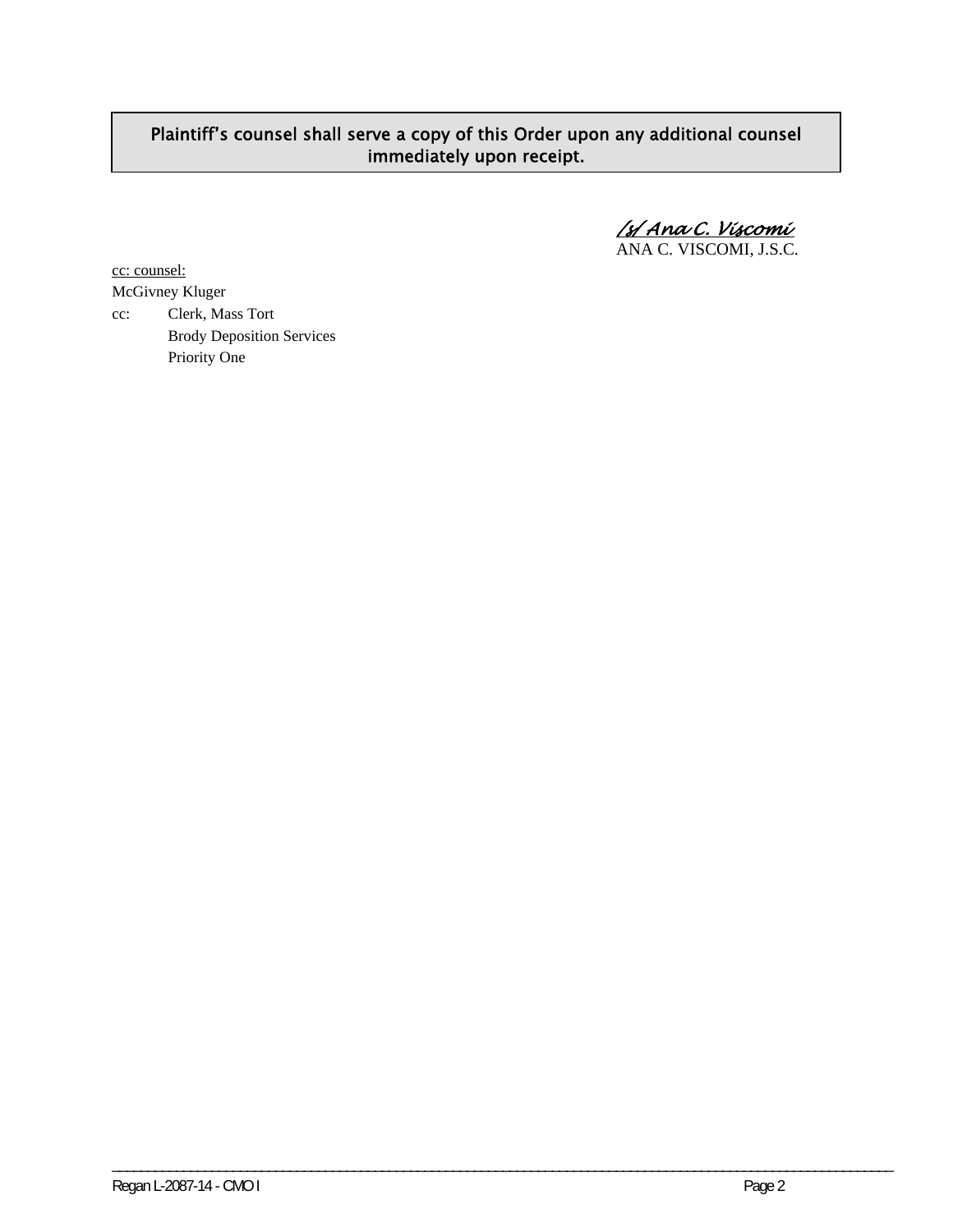**Plaintiff's counsel shall serve a copy of this Order upon any additional counsel immediately upon receipt.**

*/s/ Ana C. Viscomi*
ANA C. VISCOMI, J.S.C.

cc: counsel:
McGivney Kluger

cc: Clerk, Mass Tort
Brody Deposition Services
Priority One